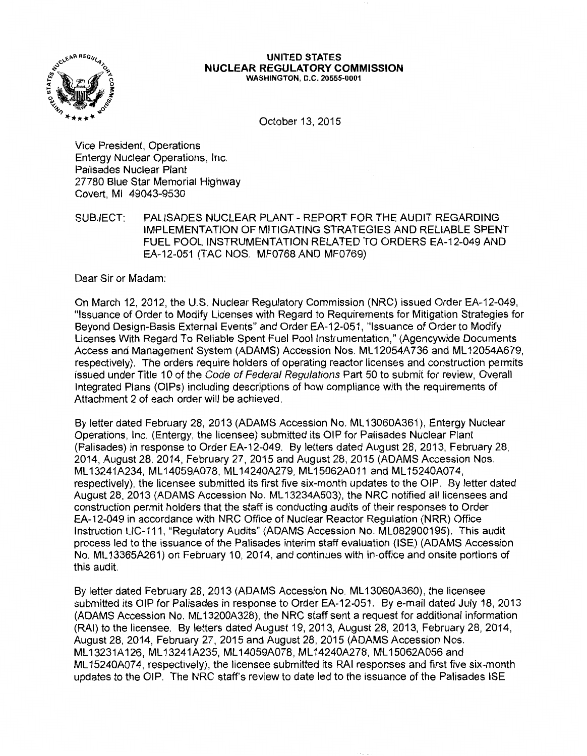**UNITED STATES**
**NUCLEAR REGULATORY COMMISSION**
WASHINGTON, D.C. 20555-0001

October 13, 2015

Vice President, Operations
Entergy Nuclear Operations, Inc.
Palisades Nuclear Plant
27780 Blue Star Memorial Highway
Covert, MI 49043-9530

SUBJECT: PALISADES NUCLEAR PLANT - REPORT FOR THE AUDIT REGARDING IMPLEMENTATION OF MITIGATING STRATEGIES AND RELIABLE SPENT FUEL POOL INSTRUMENTATION RELATED TO ORDERS EA-12-049 AND EA-12-051 (TAC NOS. MF0768 AND MF0769)

Dear Sir or Madam:

On March 12, 2012, the U.S. Nuclear Regulatory Commission (NRC) issued Order EA-12-049, "Issuance of Order to Modify Licenses with Regard to Requirements for Mitigation Strategies for Beyond Design-Basis External Events" and Order EA-12-051, "Issuance of Order to Modify Licenses With Regard To Reliable Spent Fuel Pool Instrumentation," (Agencywide Documents Access and Management System (ADAMS) Accession Nos. ML12054A736 and ML12054A679, respectively). The orders require holders of operating reactor licenses and construction permits issued under Title 10 of the *Code of Federal Regulations* Part 50 to submit for review, Overall Integrated Plans (OIPs) including descriptions of how compliance with the requirements of Attachment 2 of each order will be achieved.

By letter dated February 28, 2013 (ADAMS Accession No. ML13060A361), Entergy Nuclear Operations, Inc. (Entergy, the licensee) submitted its OIP for Palisades Nuclear Plant (Palisades) in response to Order EA-12-049. By letters dated August 28, 2013, February 28, 2014, August 28, 2014, February 27, 2015 and August 28, 2015 (ADAMS Accession Nos. ML13241A234, ML14059A078, ML14240A279, ML15062A011 and ML15240A074, respectively), the licensee submitted its first five six-month updates to the OIP. By letter dated August 28, 2013 (ADAMS Accession No. ML13234A503), the NRC notified all licensees and construction permit holders that the staff is conducting audits of their responses to Order EA-12-049 in accordance with NRC Office of Nuclear Reactor Regulation (NRR) Office Instruction LIC-111, "Regulatory Audits" (ADAMS Accession No. ML082900195). This audit process led to the issuance of the Palisades interim staff evaluation (ISE) (ADAMS Accession No. ML13365A261) on February 10, 2014, and continues with in-office and onsite portions of this audit.

By letter dated February 28, 2013 (ADAMS Accession No. ML13060A360), the licensee submitted its OIP for Palisades in response to Order EA-12-051. By e-mail dated July 18, 2013 (ADAMS Accession No. ML13200A328), the NRC staff sent a request for additional information (RAI) to the licensee. By letters dated August 19, 2013, August 28, 2013, February 28, 2014, August 28, 2014, February 27, 2015 and August 28, 2015 (ADAMS Accession Nos. ML13231A126, ML13241A235, ML14059A078, ML14240A278, ML15062A056 and ML15240A074, respectively), the licensee submitted its RAI responses and first five six-month updates to the OIP. The NRC staff's review to date led to the issuance of the Palisades ISE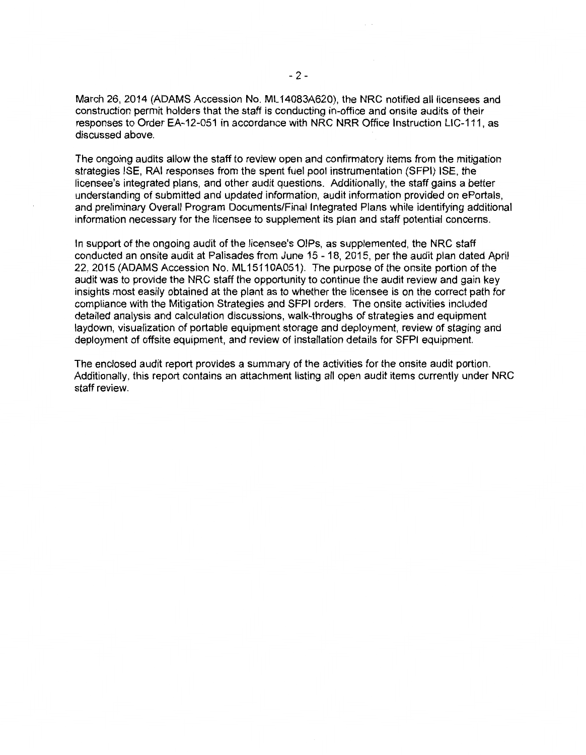March 26, 2014 (ADAMS Accession No. ML14083A620), the NRC notified all licensees and construction permit holders that the staff is conducting in-office and onsite audits of their responses to Order EA-12-051 in accordance with NRC NRR Office Instruction LIC-111, as discussed above.

The ongoing audits allow the staff to review open and confirmatory items from the mitigation strategies ISE, RAI responses from the spent fuel pool instrumentation (SFPI) ISE, the licensee's integrated plans, and other audit questions. Additionally, the staff gains a better understanding of submitted and updated information, audit information provided on ePortals, and preliminary Overall Program Documents/Final Integrated Plans while identifying additional information necessary for the licensee to supplement its plan and staff potential concerns.

In support of the ongoing audit of the licensee's OIPs, as supplemented, the NRC staff conducted an onsite audit at Palisades from June 15 - 18, 2015, per the audit plan dated April 22, 2015 (ADAMS Accession No. ML15110A051). The purpose of the onsite portion of the audit was to provide the NRC staff the opportunity to continue the audit review and gain key insights most easily obtained at the plant as to whether the licensee is on the correct path for compliance with the Mitigation Strategies and SFPI orders. The onsite activities included detailed analysis and calculation discussions, walk-throughs of strategies and equipment laydown, visualization of portable equipment storage and deployment, review of staging and deployment of offsite equipment, and review of installation details for SFPI equipment.

The enclosed audit report provides a summary of the activities for the onsite audit portion. Additionally, this report contains an attachment listing all open audit items currently under NRC staff review.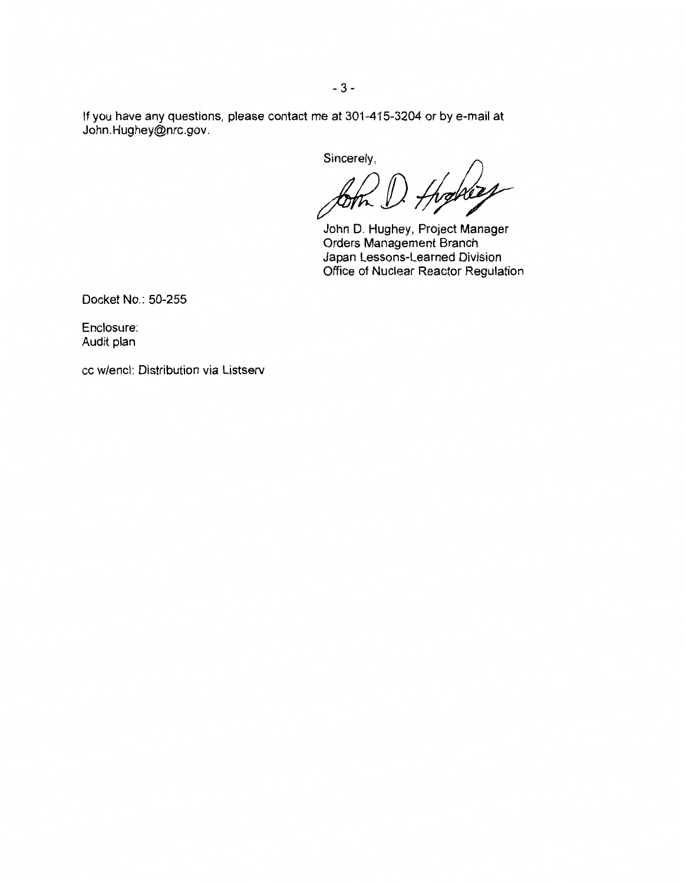If you have any questions, please contact me at 301-415-3204 or by e-mail at John.Hughey@nrc.gov.

Sincerely,

John D. Hughey, Project Manager
Orders Management Branch
Japan Lessons-Learned Division
Office of Nuclear Reactor Regulation

Docket No.: 50-255

Enclosure:
Audit plan

cc w/encl: Distribution via Listserv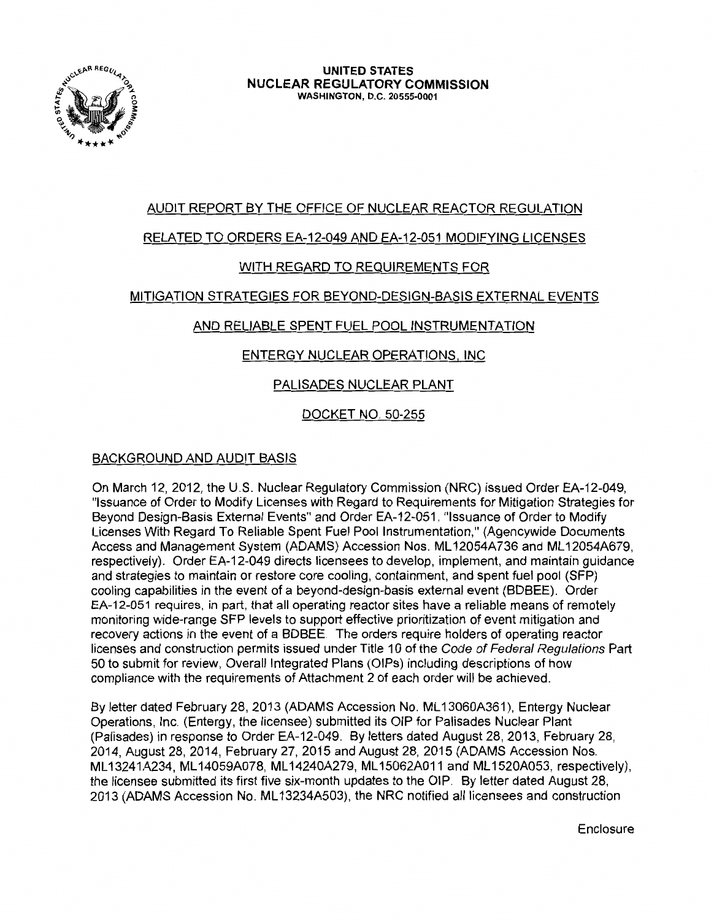UNITED STATES
NUCLEAR REGULATORY COMMISSION
WASHINGTON, D.C. 20555-0001

AUDIT REPORT BY THE OFFICE OF NUCLEAR REACTOR REGULATION

RELATED TO ORDERS EA-12-049 AND EA-12-051 MODIFYING LICENSES

WITH REGARD TO REQUIREMENTS FOR

MITIGATION STRATEGIES FOR BEYOND-DESIGN-BASIS EXTERNAL EVENTS

AND RELIABLE SPENT FUEL POOL INSTRUMENTATION

ENTERGY NUCLEAR OPERATIONS, INC

PALISADES NUCLEAR PLANT

DOCKET NO. 50-255

## BACKGROUND AND AUDIT BASIS

On March 12, 2012, the U.S. Nuclear Regulatory Commission (NRC) issued Order EA-12-049, "Issuance of Order to Modify Licenses with Regard to Requirements for Mitigation Strategies for Beyond Design-Basis External Events" and Order EA-12-051, "Issuance of Order to Modify Licenses With Regard To Reliable Spent Fuel Pool Instrumentation," (Agencywide Documents Access and Management System (ADAMS) Accession Nos. ML12054A736 and ML12054A679, respectively). Order EA-12-049 directs licensees to develop, implement, and maintain guidance and strategies to maintain or restore core cooling, containment, and spent fuel pool (SFP) cooling capabilities in the event of a beyond-design-basis external event (BDBEE). Order EA-12-051 requires, in part, that all operating reactor sites have a reliable means of remotely monitoring wide-range SFP levels to support effective prioritization of event mitigation and recovery actions in the event of a BDBEE. The orders require holders of operating reactor licenses and construction permits issued under Title 10 of the *Code of Federal Regulations* Part 50 to submit for review, Overall Integrated Plans (OIPs) including descriptions of how compliance with the requirements of Attachment 2 of each order will be achieved.

By letter dated February 28, 2013 (ADAMS Accession No. ML13060A361), Entergy Nuclear Operations, Inc. (Entergy, the licensee) submitted its OIP for Palisades Nuclear Plant (Palisades) in response to Order EA-12-049. By letters dated August 28, 2013, February 28, 2014, August 28, 2014, February 27, 2015 and August 28, 2015 (ADAMS Accession Nos. ML13241A234, ML14059A078, ML14240A279, ML15062A011 and ML1520A053, respectively), the licensee submitted its first five six-month updates to the OIP. By letter dated August 28, 2013 (ADAMS Accession No. ML13234A503), the NRC notified all licensees and construction

Enclosure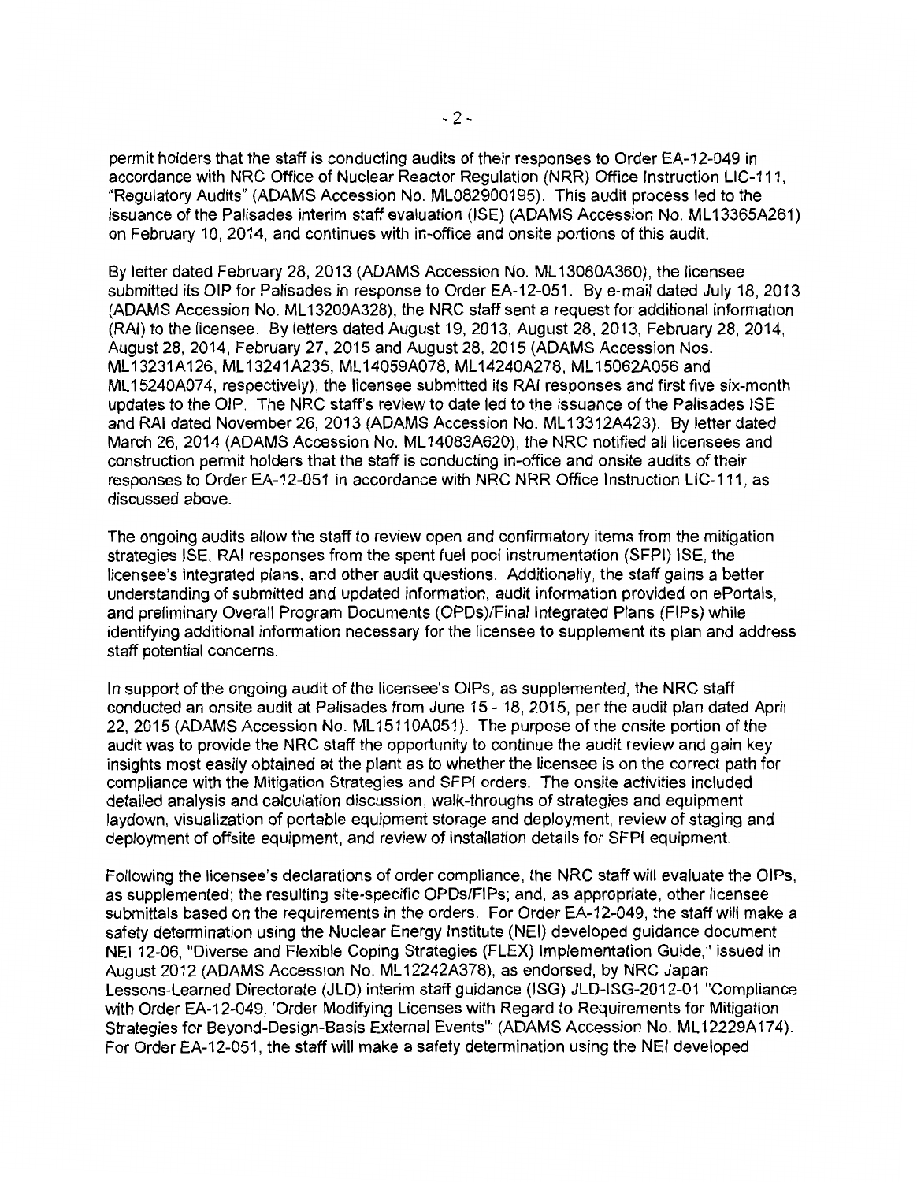permit holders that the staff is conducting audits of their responses to Order EA-12-049 in accordance with NRC Office of Nuclear Reactor Regulation (NRR) Office Instruction LIC-111, "Regulatory Audits" (ADAMS Accession No. ML082900195). This audit process led to the issuance of the Palisades interim staff evaluation (ISE) (ADAMS Accession No. ML13365A261) on February 10, 2014, and continues with in-office and onsite portions of this audit.

By letter dated February 28, 2013 (ADAMS Accession No. ML13060A360), the licensee submitted its OIP for Palisades in response to Order EA-12-051. By e-mail dated July 18, 2013 (ADAMS Accession No. ML13200A328), the NRC staff sent a request for additional information (RAI) to the licensee. By letters dated August 19, 2013, August 28, 2013, February 28, 2014, August 28, 2014, February 27, 2015 and August 28, 2015 (ADAMS Accession Nos. ML13231A126, ML13241A235, ML14059A078, ML14240A278, ML15062A056 and ML15240A074, respectively), the licensee submitted its RAI responses and first five six-month updates to the OIP. The NRC staff's review to date led to the issuance of the Palisades ISE and RAI dated November 26, 2013 (ADAMS Accession No. ML13312A423). By letter dated March 26, 2014 (ADAMS Accession No. ML14083A620), the NRC notified all licensees and construction permit holders that the staff is conducting in-office and onsite audits of their responses to Order EA-12-051 in accordance with NRC NRR Office Instruction LIC-111, as discussed above.

The ongoing audits allow the staff to review open and confirmatory items from the mitigation strategies ISE, RAI responses from the spent fuel pool instrumentation (SFPI) ISE, the licensee's integrated plans, and other audit questions. Additionally, the staff gains a better understanding of submitted and updated information, audit information provided on ePortals, and preliminary Overall Program Documents (OPDs)/Final Integrated Plans (FIPs) while identifying additional information necessary for the licensee to supplement its plan and address staff potential concerns.

In support of the ongoing audit of the licensee's OIPs, as supplemented, the NRC staff conducted an onsite audit at Palisades from June 15 - 18, 2015, per the audit plan dated April 22, 2015 (ADAMS Accession No. ML15110A051). The purpose of the onsite portion of the audit was to provide the NRC staff the opportunity to continue the audit review and gain key insights most easily obtained at the plant as to whether the licensee is on the correct path for compliance with the Mitigation Strategies and SFPI orders. The onsite activities included detailed analysis and calculation discussion, walk-throughs of strategies and equipment laydown, visualization of portable equipment storage and deployment, review of staging and deployment of offsite equipment, and review of installation details for SFPI equipment.

Following the licensee's declarations of order compliance, the NRC staff will evaluate the OIPs, as supplemented; the resulting site-specific OPDs/FIPs; and, as appropriate, other licensee submittals based on the requirements in the orders. For Order EA-12-049, the staff will make a safety determination using the Nuclear Energy Institute (NEI) developed guidance document NEI 12-06, "Diverse and Flexible Coping Strategies (FLEX) Implementation Guide," issued in August 2012 (ADAMS Accession No. ML12242A378), as endorsed, by NRC Japan Lessons-Learned Directorate (JLD) interim staff guidance (ISG) JLD-ISG-2012-01 "Compliance with Order EA-12-049, 'Order Modifying Licenses with Regard to Requirements for Mitigation Strategies for Beyond-Design-Basis External Events'" (ADAMS Accession No. ML12229A174). For Order EA-12-051, the staff will make a safety determination using the NEI developed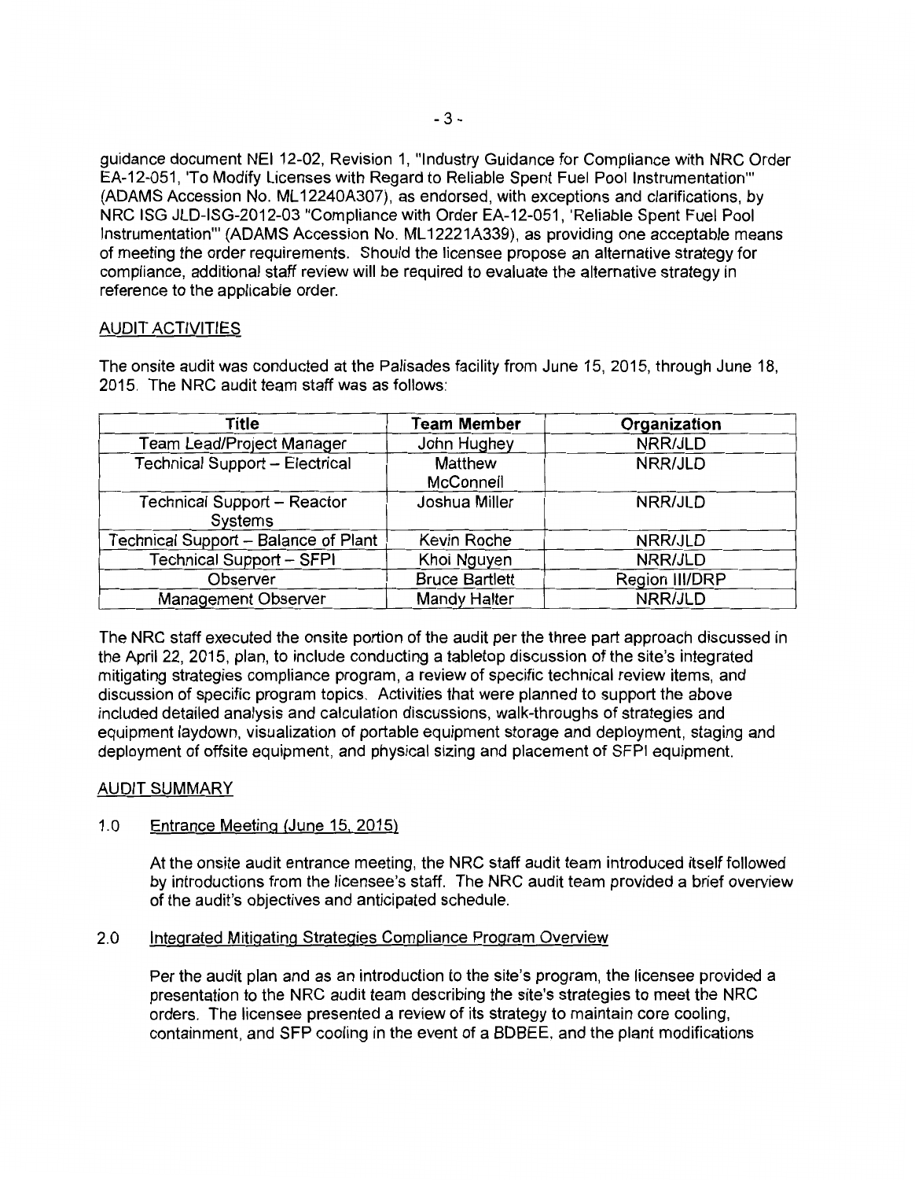guidance document NEI 12-02, Revision 1, "Industry Guidance for Compliance with NRC Order EA-12-051, 'To Modify Licenses with Regard to Reliable Spent Fuel Pool Instrumentation'" (ADAMS Accession No. ML12240A307), as endorsed, with exceptions and clarifications, by NRC ISG JLD-ISG-2012-03 "Compliance with Order EA-12-051, 'Reliable Spent Fuel Pool Instrumentation'" (ADAMS Accession No. ML12221A339), as providing one acceptable means of meeting the order requirements. Should the licensee propose an alternative strategy for compliance, additional staff review will be required to evaluate the alternative strategy in reference to the applicable order.

AUDIT ACTIVITIES

The onsite audit was conducted at the Palisades facility from June 15, 2015, through June 18, 2015. The NRC audit team staff was as follows:

| Title | Team Member | Organization |
|---|---|---|
| Team Lead/Project Manager | John Hughey | NRR/JLD |
| Technical Support – Electrical | Matthew McConnell | NRR/JLD |
| Technical Support – Reactor Systems | Joshua Miller | NRR/JLD |
| Technical Support – Balance of Plant | Kevin Roche | NRR/JLD |
| Technical Support – SFPI | Khoi Nguyen | NRR/JLD |
| Observer | Bruce Bartlett | Region III/DRP |
| Management Observer | Mandy Halter | NRR/JLD |

The NRC staff executed the onsite portion of the audit per the three part approach discussed in the April 22, 2015, plan, to include conducting a tabletop discussion of the site's integrated mitigating strategies compliance program, a review of specific technical review items, and discussion of specific program topics. Activities that were planned to support the above included detailed analysis and calculation discussions, walk-throughs of strategies and equipment laydown, visualization of portable equipment storage and deployment, staging and deployment of offsite equipment, and physical sizing and placement of SFPI equipment.

AUDIT SUMMARY

1.0 Entrance Meeting (June 15, 2015)

At the onsite audit entrance meeting, the NRC staff audit team introduced itself followed by introductions from the licensee's staff. The NRC audit team provided a brief overview of the audit's objectives and anticipated schedule.

2.0 Integrated Mitigating Strategies Compliance Program Overview

Per the audit plan and as an introduction to the site's program, the licensee provided a presentation to the NRC audit team describing the site's strategies to meet the NRC orders. The licensee presented a review of its strategy to maintain core cooling, containment, and SFP cooling in the event of a BDBEE, and the plant modifications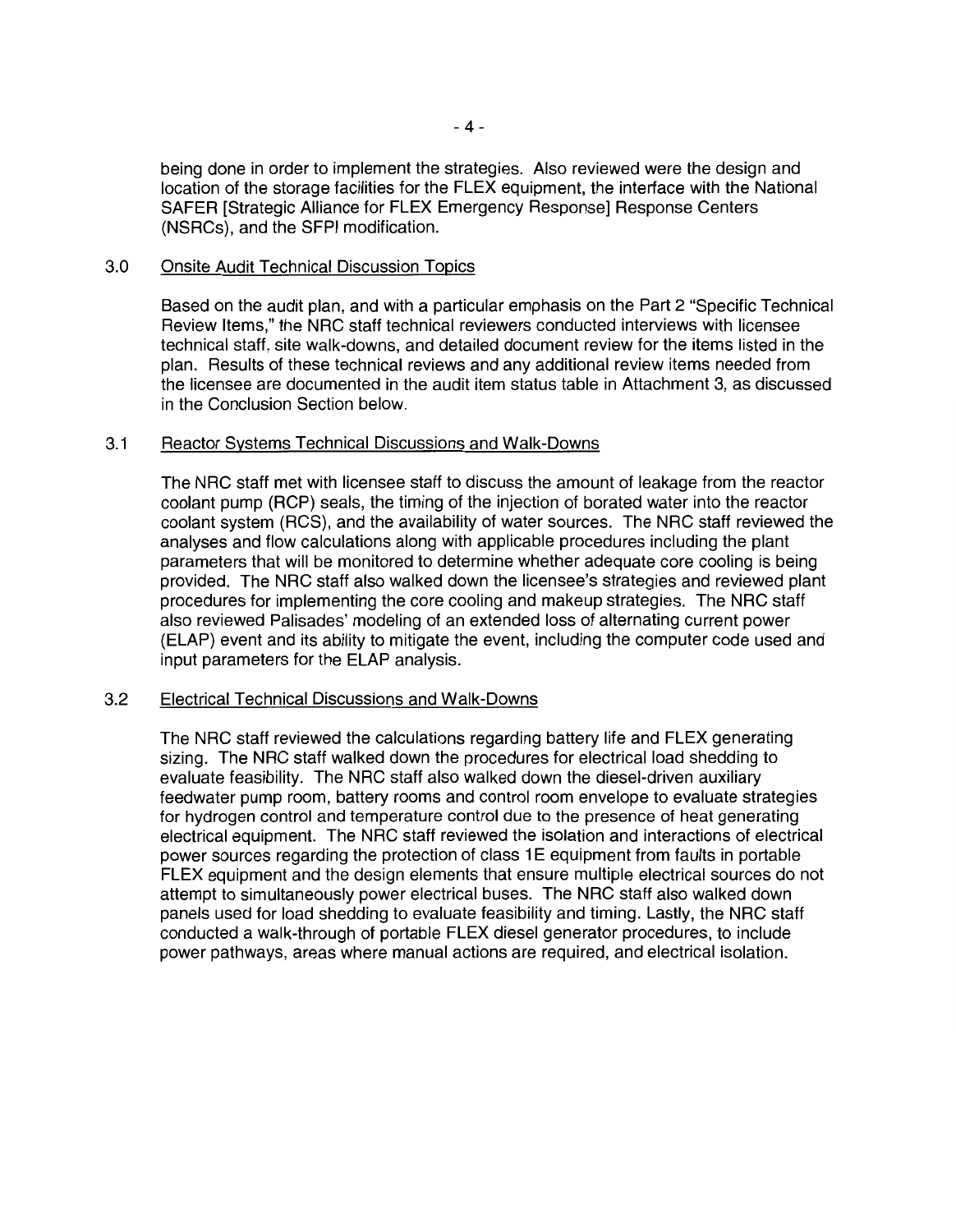being done in order to implement the strategies. Also reviewed were the design and location of the storage facilities for the FLEX equipment, the interface with the National SAFER [Strategic Alliance for FLEX Emergency Response] Response Centers (NSRCs), and the SFPI modification.

## 3.0 Onsite Audit Technical Discussion Topics

Based on the audit plan, and with a particular emphasis on the Part 2 "Specific Technical Review Items," the NRC staff technical reviewers conducted interviews with licensee technical staff, site walk-downs, and detailed document review for the items listed in the plan. Results of these technical reviews and any additional review items needed from the licensee are documented in the audit item status table in Attachment 3, as discussed in the Conclusion Section below.

### 3.1 Reactor Systems Technical Discussions and Walk-Downs

The NRC staff met with licensee staff to discuss the amount of leakage from the reactor coolant pump (RCP) seals, the timing of the injection of borated water into the reactor coolant system (RCS), and the availability of water sources. The NRC staff reviewed the analyses and flow calculations along with applicable procedures including the plant parameters that will be monitored to determine whether adequate core cooling is being provided. The NRC staff also walked down the licensee's strategies and reviewed plant procedures for implementing the core cooling and makeup strategies. The NRC staff also reviewed Palisades' modeling of an extended loss of alternating current power (ELAP) event and its ability to mitigate the event, including the computer code used and input parameters for the ELAP analysis.

### 3.2 Electrical Technical Discussions and Walk-Downs

The NRC staff reviewed the calculations regarding battery life and FLEX generating sizing. The NRC staff walked down the procedures for electrical load shedding to evaluate feasibility. The NRC staff also walked down the diesel-driven auxiliary feedwater pump room, battery rooms and control room envelope to evaluate strategies for hydrogen control and temperature control due to the presence of heat generating electrical equipment. The NRC staff reviewed the isolation and interactions of electrical power sources regarding the protection of class 1E equipment from faults in portable FLEX equipment and the design elements that ensure multiple electrical sources do not attempt to simultaneously power electrical buses. The NRC staff also walked down panels used for load shedding to evaluate feasibility and timing. Lastly, the NRC staff conducted a walk-through of portable FLEX diesel generator procedures, to include power pathways, areas where manual actions are required, and electrical isolation.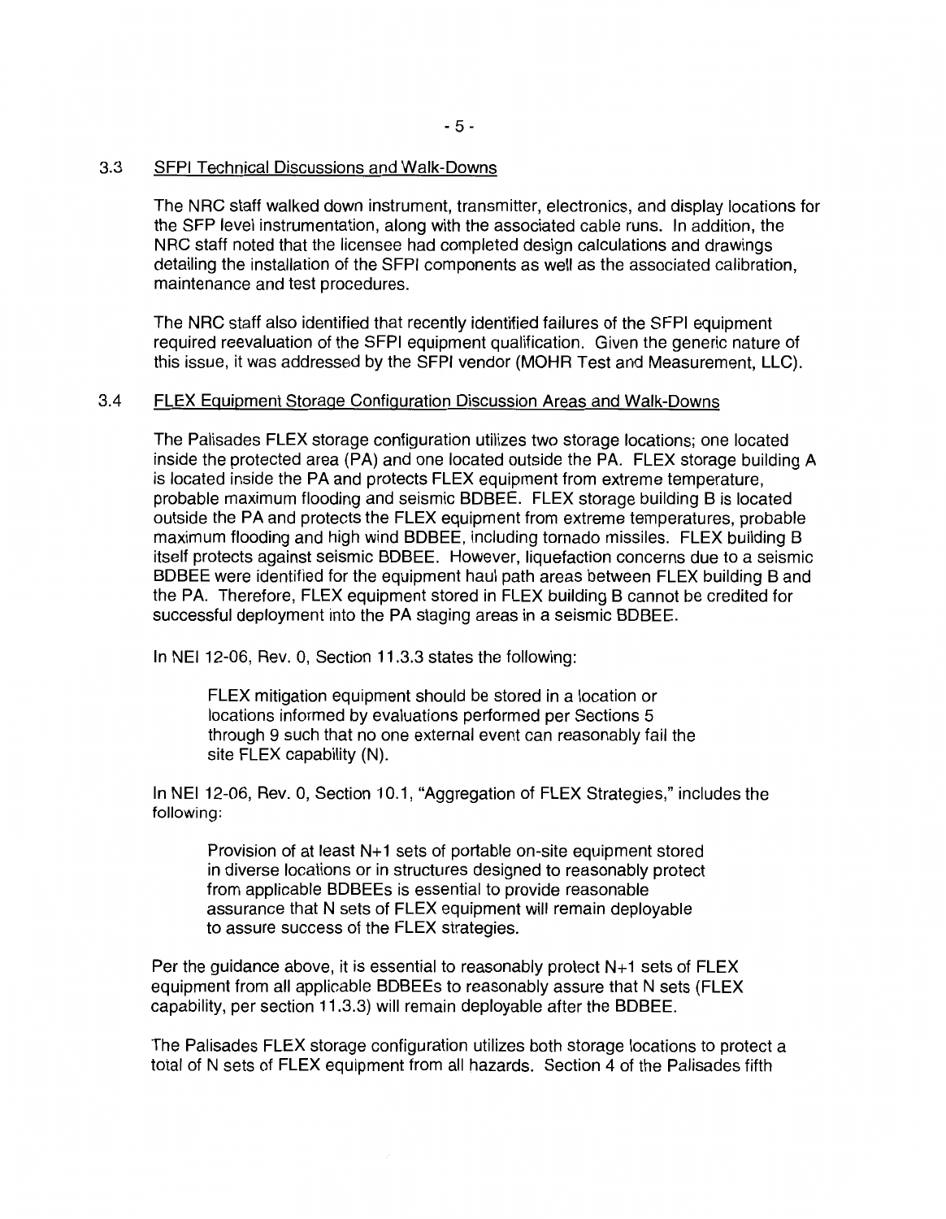### 3.3 SFPI Technical Discussions and Walk-Downs

The NRC staff walked down instrument, transmitter, electronics, and display locations for the SFP level instrumentation, along with the associated cable runs. In addition, the NRC staff noted that the licensee had completed design calculations and drawings detailing the installation of the SFPI components as well as the associated calibration, maintenance and test procedures.

The NRC staff also identified that recently identified failures of the SFPI equipment required reevaluation of the SFPI equipment qualification. Given the generic nature of this issue, it was addressed by the SFPI vendor (MOHR Test and Measurement, LLC).

### 3.4 FLEX Equipment Storage Configuration Discussion Areas and Walk-Downs

The Palisades FLEX storage configuration utilizes two storage locations; one located inside the protected area (PA) and one located outside the PA. FLEX storage building A is located inside the PA and protects FLEX equipment from extreme temperature, probable maximum flooding and seismic BDBEE. FLEX storage building B is located outside the PA and protects the FLEX equipment from extreme temperatures, probable maximum flooding and high wind BDBEE, including tornado missiles. FLEX building B itself protects against seismic BDBEE. However, liquefaction concerns due to a seismic BDBEE were identified for the equipment haul path areas between FLEX building B and the PA. Therefore, FLEX equipment stored in FLEX building B cannot be credited for successful deployment into the PA staging areas in a seismic BDBEE.

In NEI 12-06, Rev. 0, Section 11.3.3 states the following:

> FLEX mitigation equipment should be stored in a location or locations informed by evaluations performed per Sections 5 through 9 such that no one external event can reasonably fail the site FLEX capability (N).

In NEI 12-06, Rev. 0, Section 10.1, "Aggregation of FLEX Strategies," includes the following:

> Provision of at least N+1 sets of portable on-site equipment stored in diverse locations or in structures designed to reasonably protect from applicable BDBEEs is essential to provide reasonable assurance that N sets of FLEX equipment will remain deployable to assure success of the FLEX strategies.

Per the guidance above, it is essential to reasonably protect N+1 sets of FLEX equipment from all applicable BDBEEs to reasonably assure that N sets (FLEX capability, per section 11.3.3) will remain deployable after the BDBEE.

The Palisades FLEX storage configuration utilizes both storage locations to protect a total of N sets of FLEX equipment from all hazards. Section 4 of the Palisades fifth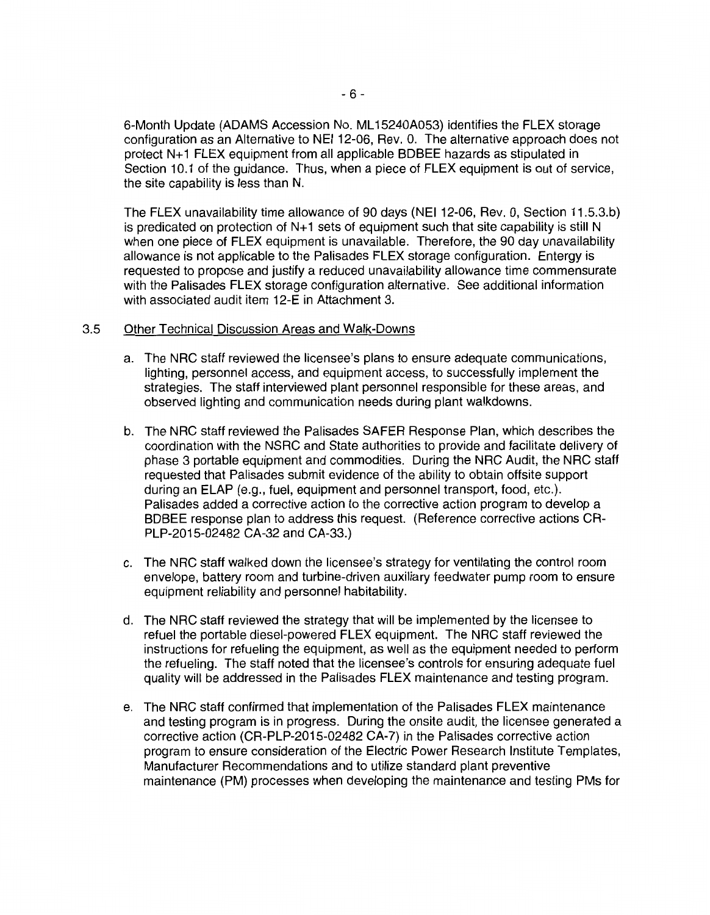6-Month Update (ADAMS Accession No. ML15240A053) identifies the FLEX storage configuration as an Alternative to NEI 12-06, Rev. 0. The alternative approach does not protect N+1 FLEX equipment from all applicable BDBEE hazards as stipulated in Section 10.1 of the guidance. Thus, when a piece of FLEX equipment is out of service, the site capability is less than N.

The FLEX unavailability time allowance of 90 days (NEI 12-06, Rev. 0, Section 11.5.3.b) is predicated on protection of N+1 sets of equipment such that site capability is still N when one piece of FLEX equipment is unavailable. Therefore, the 90 day unavailability allowance is not applicable to the Palisades FLEX storage configuration. Entergy is requested to propose and justify a reduced unavailability allowance time commensurate with the Palisades FLEX storage configuration alternative. See additional information with associated audit item 12-E in Attachment 3.

## 3.5 Other Technical Discussion Areas and Walk-Downs

a. The NRC staff reviewed the licensee's plans to ensure adequate communications, lighting, personnel access, and equipment access, to successfully implement the strategies. The staff interviewed plant personnel responsible for these areas, and observed lighting and communication needs during plant walkdowns.

b. The NRC staff reviewed the Palisades SAFER Response Plan, which describes the coordination with the NSRC and State authorities to provide and facilitate delivery of phase 3 portable equipment and commodities. During the NRC Audit, the NRC staff requested that Palisades submit evidence of the ability to obtain offsite support during an ELAP (e.g., fuel, equipment and personnel transport, food, etc.). Palisades added a corrective action to the corrective action program to develop a BDBEE response plan to address this request. (Reference corrective actions CR-PLP-2015-02482 CA-32 and CA-33.)

c. The NRC staff walked down the licensee's strategy for ventilating the control room envelope, battery room and turbine-driven auxiliary feedwater pump room to ensure equipment reliability and personnel habitability.

d. The NRC staff reviewed the strategy that will be implemented by the licensee to refuel the portable diesel-powered FLEX equipment. The NRC staff reviewed the instructions for refueling the equipment, as well as the equipment needed to perform the refueling. The staff noted that the licensee's controls for ensuring adequate fuel quality will be addressed in the Palisades FLEX maintenance and testing program.

e. The NRC staff confirmed that implementation of the Palisades FLEX maintenance and testing program is in progress. During the onsite audit, the licensee generated a corrective action (CR-PLP-2015-02482 CA-7) in the Palisades corrective action program to ensure consideration of the Electric Power Research Institute Templates, Manufacturer Recommendations and to utilize standard plant preventive maintenance (PM) processes when developing the maintenance and testing PMs for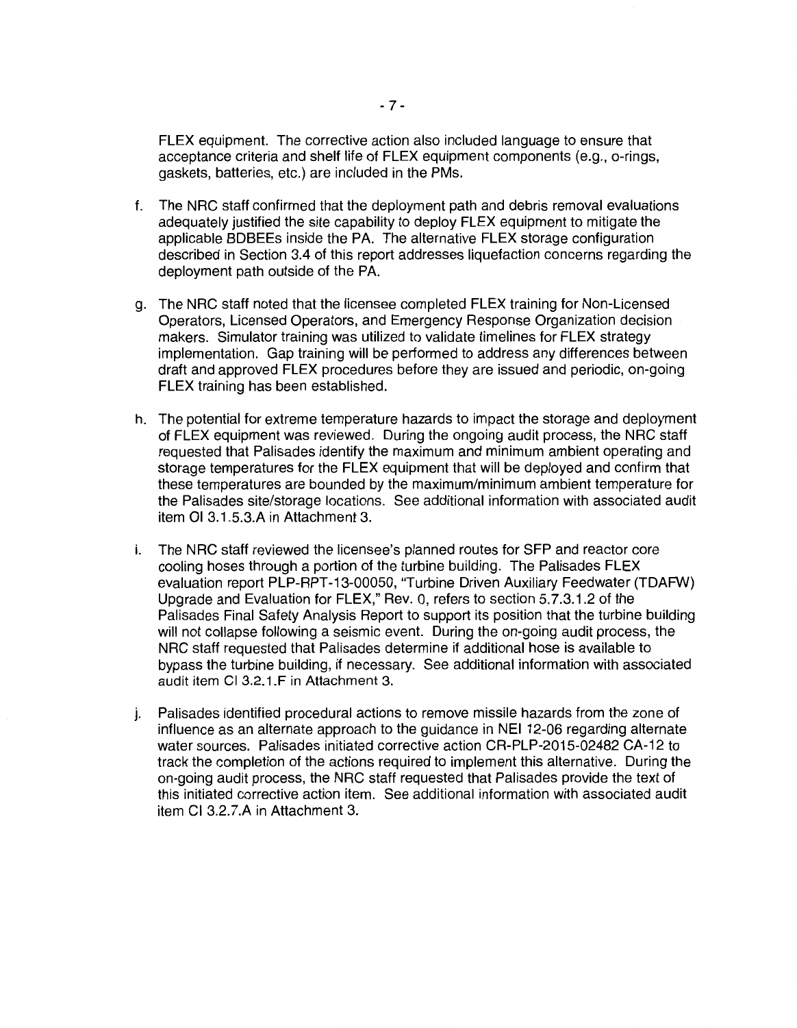FLEX equipment. The corrective action also included language to ensure that acceptance criteria and shelf life of FLEX equipment components (e.g., o-rings, gaskets, batteries, etc.) are included in the PMs.

f. The NRC staff confirmed that the deployment path and debris removal evaluations adequately justified the site capability to deploy FLEX equipment to mitigate the applicable BDBEEs inside the PA. The alternative FLEX storage configuration described in Section 3.4 of this report addresses liquefaction concerns regarding the deployment path outside of the PA.

g. The NRC staff noted that the licensee completed FLEX training for Non-Licensed Operators, Licensed Operators, and Emergency Response Organization decision makers. Simulator training was utilized to validate timelines for FLEX strategy implementation. Gap training will be performed to address any differences between draft and approved FLEX procedures before they are issued and periodic, on-going FLEX training has been established.

h. The potential for extreme temperature hazards to impact the storage and deployment of FLEX equipment was reviewed. During the ongoing audit process, the NRC staff requested that Palisades identify the maximum and minimum ambient operating and storage temperatures for the FLEX equipment that will be deployed and confirm that these temperatures are bounded by the maximum/minimum ambient temperature for the Palisades site/storage locations. See additional information with associated audit item OI 3.1.5.3.A in Attachment 3.

i. The NRC staff reviewed the licensee's planned routes for SFP and reactor core cooling hoses through a portion of the turbine building. The Palisades FLEX evaluation report PLP-RPT-13-00050, "Turbine Driven Auxiliary Feedwater (TDAFW) Upgrade and Evaluation for FLEX," Rev. 0, refers to section 5.7.3.1.2 of the Palisades Final Safety Analysis Report to support its position that the turbine building will not collapse following a seismic event. During the on-going audit process, the NRC staff requested that Palisades determine if additional hose is available to bypass the turbine building, if necessary. See additional information with associated audit item CI 3.2.1.F in Attachment 3.

j. Palisades identified procedural actions to remove missile hazards from the zone of influence as an alternate approach to the guidance in NEI 12-06 regarding alternate water sources. Palisades initiated corrective action CR-PLP-2015-02482 CA-12 to track the completion of the actions required to implement this alternative. During the on-going audit process, the NRC staff requested that Palisades provide the text of this initiated corrective action item. See additional information with associated audit item CI 3.2.7.A in Attachment 3.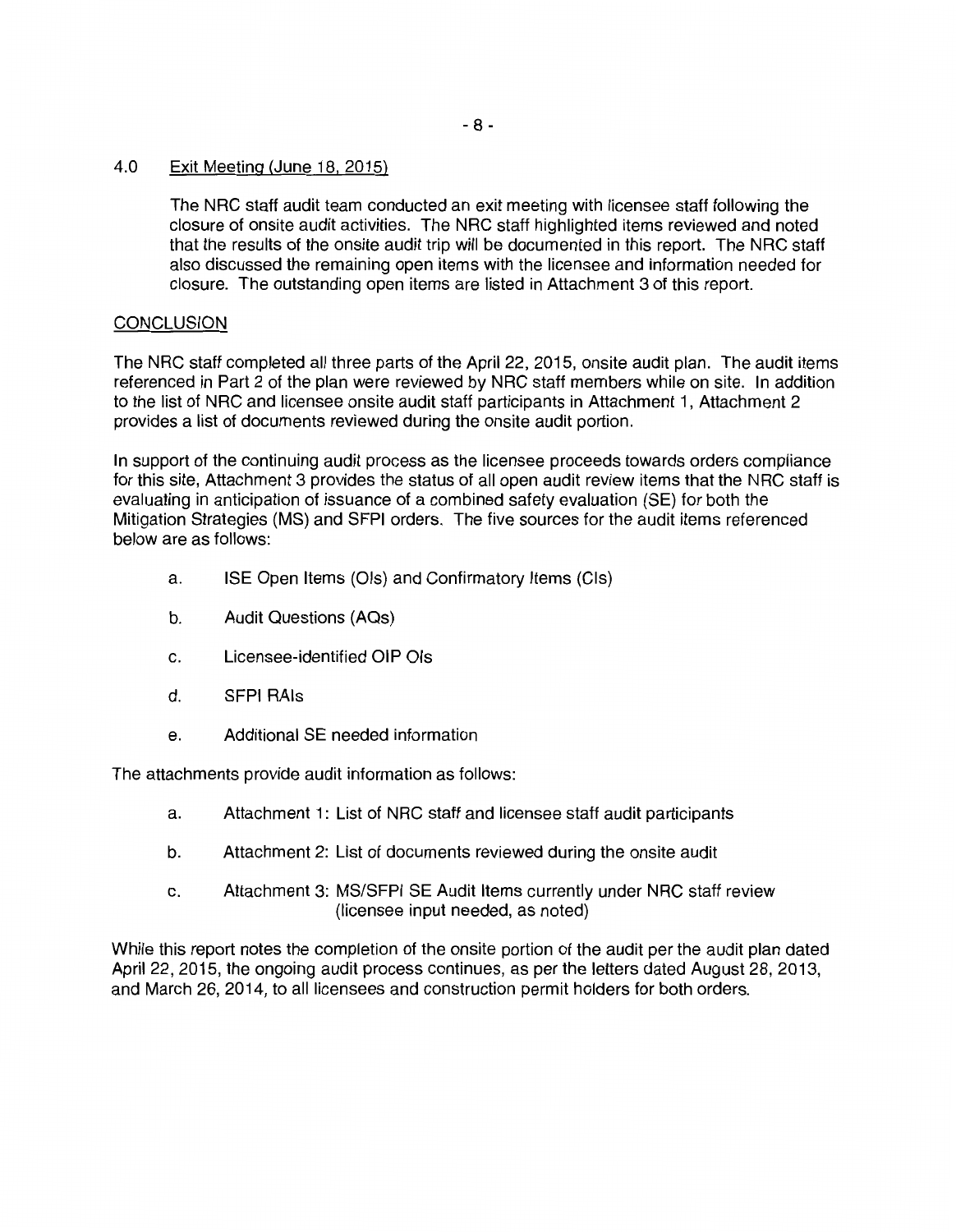## 4.0 Exit Meeting (June 18, 2015)

The NRC staff audit team conducted an exit meeting with licensee staff following the closure of onsite audit activities. The NRC staff highlighted items reviewed and noted that the results of the onsite audit trip will be documented in this report. The NRC staff also discussed the remaining open items with the licensee and information needed for closure. The outstanding open items are listed in Attachment 3 of this report.

## CONCLUSION

The NRC staff completed all three parts of the April 22, 2015, onsite audit plan. The audit items referenced in Part 2 of the plan were reviewed by NRC staff members while on site. In addition to the list of NRC and licensee onsite audit staff participants in Attachment 1, Attachment 2 provides a list of documents reviewed during the onsite audit portion.

In support of the continuing audit process as the licensee proceeds towards orders compliance for this site, Attachment 3 provides the status of all open audit review items that the NRC staff is evaluating in anticipation of issuance of a combined safety evaluation (SE) for both the Mitigation Strategies (MS) and SFPI orders. The five sources for the audit items referenced below are as follows:

a. ISE Open Items (OIs) and Confirmatory Items (CIs)

b. Audit Questions (AQs)

c. Licensee-identified OIP OIs

d. SFPI RAIs

e. Additional SE needed information

The attachments provide audit information as follows:

a. Attachment 1: List of NRC staff and licensee staff audit participants

b. Attachment 2: List of documents reviewed during the onsite audit

c. Attachment 3: MS/SFPI SE Audit Items currently under NRC staff review (licensee input needed, as noted)

While this report notes the completion of the onsite portion of the audit per the audit plan dated April 22, 2015, the ongoing audit process continues, as per the letters dated August 28, 2013, and March 26, 2014, to all licensees and construction permit holders for both orders.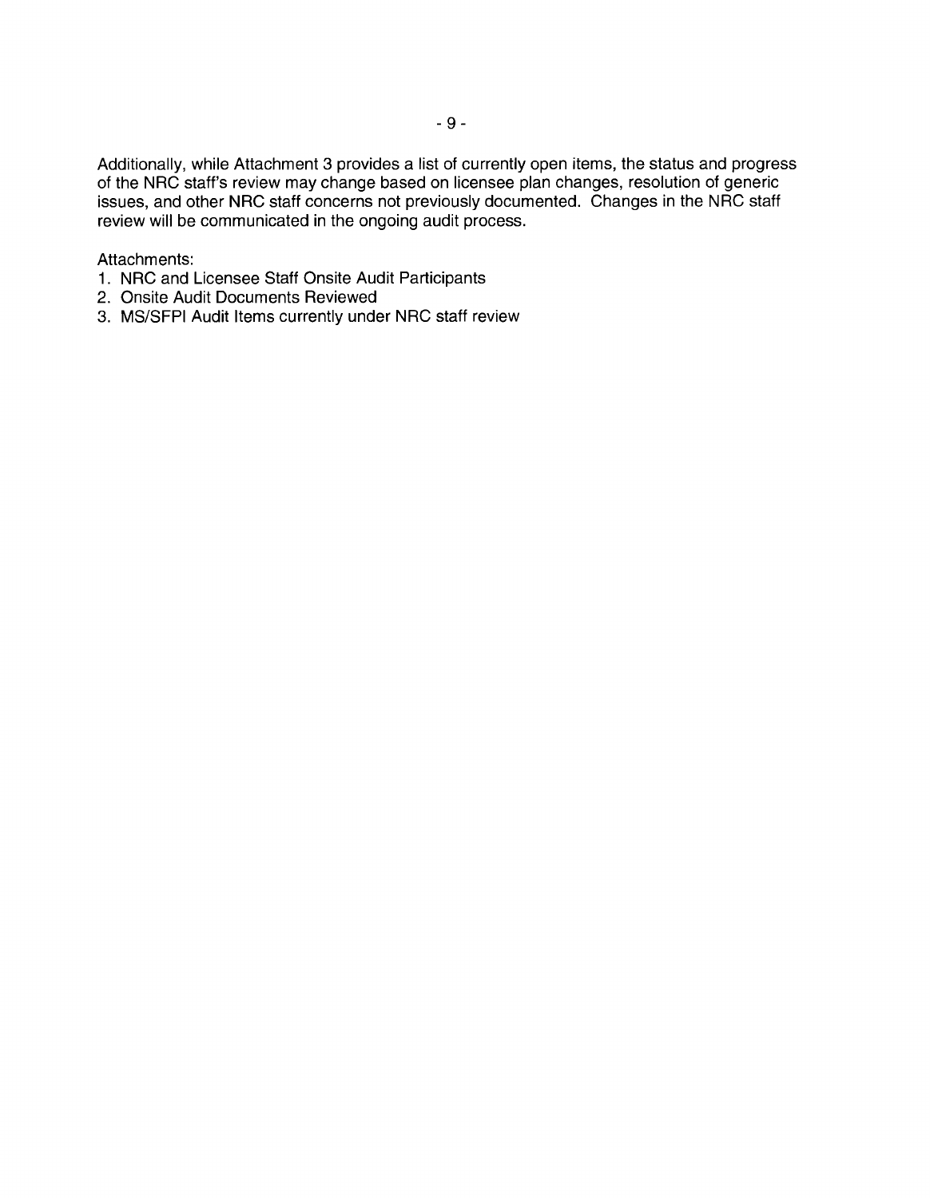Additionally, while Attachment 3 provides a list of currently open items, the status and progress of the NRC staff's review may change based on licensee plan changes, resolution of generic issues, and other NRC staff concerns not previously documented. Changes in the NRC staff review will be communicated in the ongoing audit process.

Attachments:

1. NRC and Licensee Staff Onsite Audit Participants
2. Onsite Audit Documents Reviewed
3. MS/SFPI Audit Items currently under NRC staff review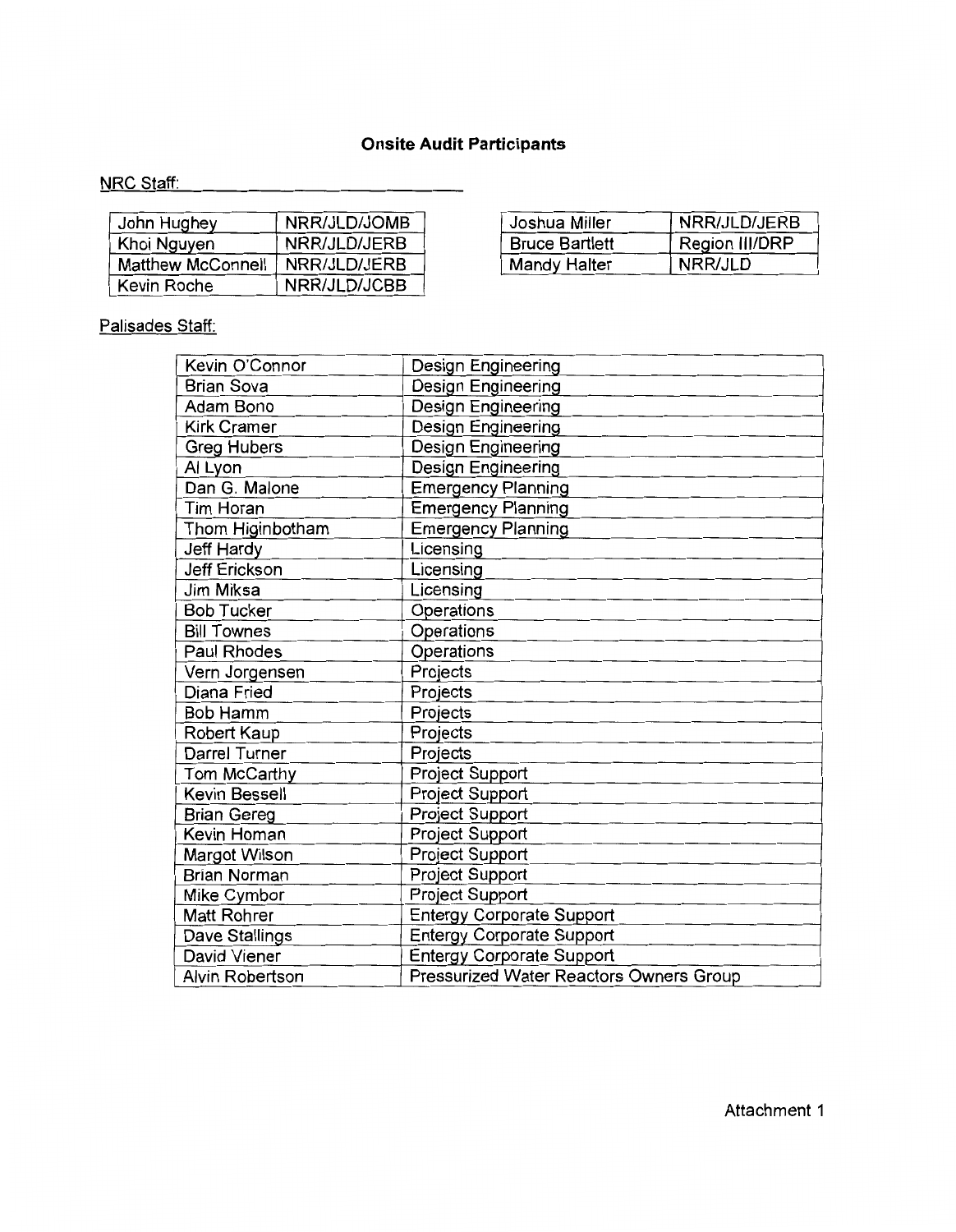# Onsite Audit Participants

NRC Staff:

| John Hughey | NRR/JLD/JOMB |
|---|---|
| Khoi Nguyen | NRR/JLD/JERB |
| Matthew McConnell | NRR/JLD/JERB |
| Kevin Roche | NRR/JLD/JCBB |

| Joshua Miller | NRR/JLD/JERB |
|---|---|
| Bruce Bartlett | Region III/DRP |
| Mandy Halter | NRR/JLD |

Palisades Staff:

| Kevin O'Connor | Design Engineering |
|---|---|
| Brian Sova | Design Engineering |
| Adam Bono | Design Engineering |
| Kirk Cramer | Design Engineering |
| Greg Hubers | Design Engineering |
| Al Lyon | Design Engineering |
| Dan G. Malone | Emergency Planning |
| Tim Horan | Emergency Planning |
| Thom Higinbotham | Emergency Planning |
| Jeff Hardy | Licensing |
| Jeff Erickson | Licensing |
| Jim Miksa | Licensing |
| Bob Tucker | Operations |
| Bill Townes | Operations |
| Paul Rhodes | Operations |
| Vern Jorgensen | Projects |
| Diana Fried | Projects |
| Bob Hamm | Projects |
| Robert Kaup | Projects |
| Darrel Turner | Projects |
| Tom McCarthy | Project Support |
| Kevin Bessell | Project Support |
| Brian Gereg | Project Support |
| Kevin Homan | Project Support |
| Margot Wilson | Project Support |
| Brian Norman | Project Support |
| Mike Cymbor | Project Support |
| Matt Rohrer | Entergy Corporate Support |
| Dave Stallings | Entergy Corporate Support |
| David Viener | Entergy Corporate Support |
| Alvin Robertson | Pressurized Water Reactors Owners Group |

Attachment 1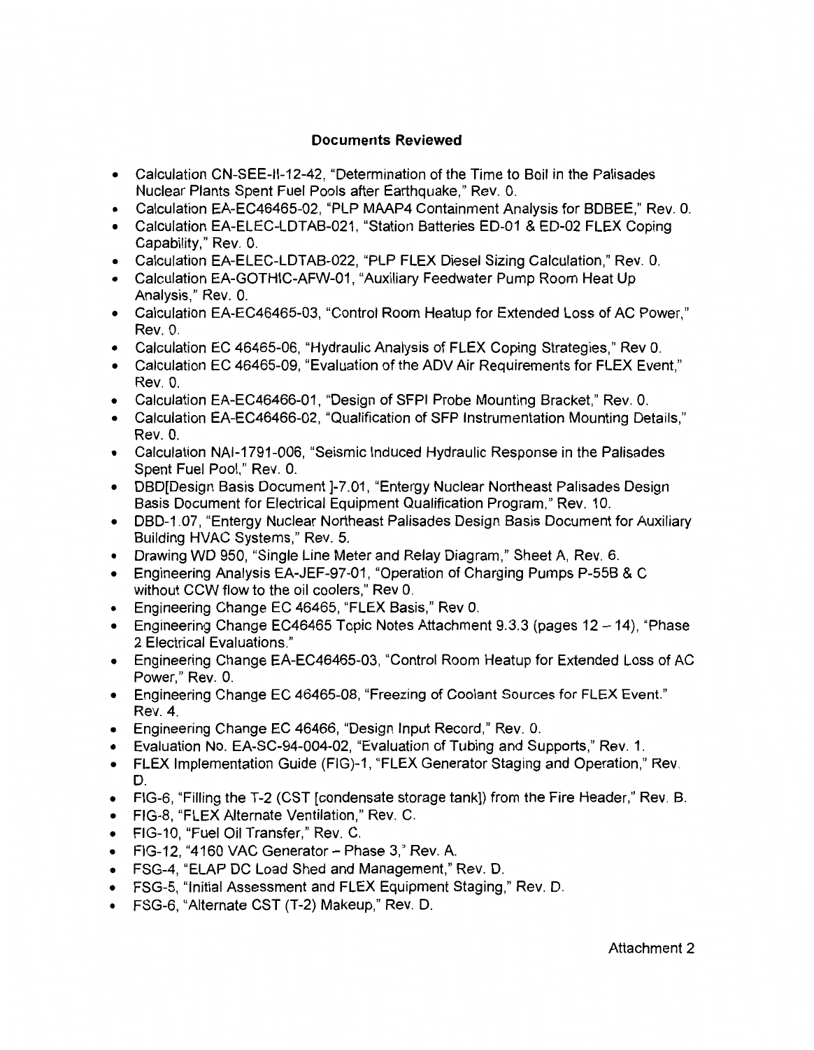**Documents Reviewed**

- Calculation CN-SEE-II-12-42, "Determination of the Time to Boil in the Palisades Nuclear Plants Spent Fuel Pools after Earthquake," Rev. 0.
- Calculation EA-EC46465-02, "PLP MAAP4 Containment Analysis for BDBEE," Rev. 0.
- Calculation EA-ELEC-LDTAB-021, "Station Batteries ED-01 & ED-02 FLEX Coping Capability," Rev. 0.
- Calculation EA-ELEC-LDTAB-022, "PLP FLEX Diesel Sizing Calculation," Rev. 0.
- Calculation EA-GOTHIC-AFW-01, "Auxiliary Feedwater Pump Room Heat Up Analysis," Rev. 0.
- Calculation EA-EC46465-03, "Control Room Heatup for Extended Loss of AC Power," Rev. 0.
- Calculation EC 46465-06, "Hydraulic Analysis of FLEX Coping Strategies," Rev 0.
- Calculation EC 46465-09, "Evaluation of the ADV Air Requirements for FLEX Event," Rev. 0.
- Calculation EA-EC46466-01, "Design of SFPI Probe Mounting Bracket," Rev. 0.
- Calculation EA-EC46466-02, "Qualification of SFP Instrumentation Mounting Details," Rev. 0.
- Calculation NAI-1791-006, "Seismic Induced Hydraulic Response in the Palisades Spent Fuel Pool," Rev. 0.
- DBD[Design Basis Document ]-7.01, "Entergy Nuclear Northeast Palisades Design Basis Document for Electrical Equipment Qualification Program," Rev. 10.
- DBD-1.07, "Entergy Nuclear Northeast Palisades Design Basis Document for Auxiliary Building HVAC Systems," Rev. 5.
- Drawing WD 950, "Single Line Meter and Relay Diagram," Sheet A, Rev. 6.
- Engineering Analysis EA-JEF-97-01, "Operation of Charging Pumps P-55B & C without CCW flow to the oil coolers," Rev 0.
- Engineering Change EC 46465, "FLEX Basis," Rev 0.
- Engineering Change EC46465 Topic Notes Attachment 9.3.3 (pages 12 – 14), "Phase 2 Electrical Evaluations."
- Engineering Change EA-EC46465-03, "Control Room Heatup for Extended Loss of AC Power," Rev. 0.
- Engineering Change EC 46465-08, "Freezing of Coolant Sources for FLEX Event." Rev. 4.
- Engineering Change EC 46466, "Design Input Record," Rev. 0.
- Evaluation No. EA-SC-94-004-02, "Evaluation of Tubing and Supports," Rev. 1.
- FLEX Implementation Guide (FIG)-1, "FLEX Generator Staging and Operation," Rev. D.
- FIG-6, "Filling the T-2 (CST [condensate storage tank]) from the Fire Header," Rev. B.
- FIG-8, "FLEX Alternate Ventilation," Rev. C.
- FIG-10, "Fuel Oil Transfer," Rev. C.
- FIG-12, "4160 VAC Generator – Phase 3," Rev. A.
- FSG-4, "ELAP DC Load Shed and Management," Rev. D.
- FSG-5, "Initial Assessment and FLEX Equipment Staging," Rev. D.
- FSG-6, "Alternate CST (T-2) Makeup," Rev. D.

Attachment 2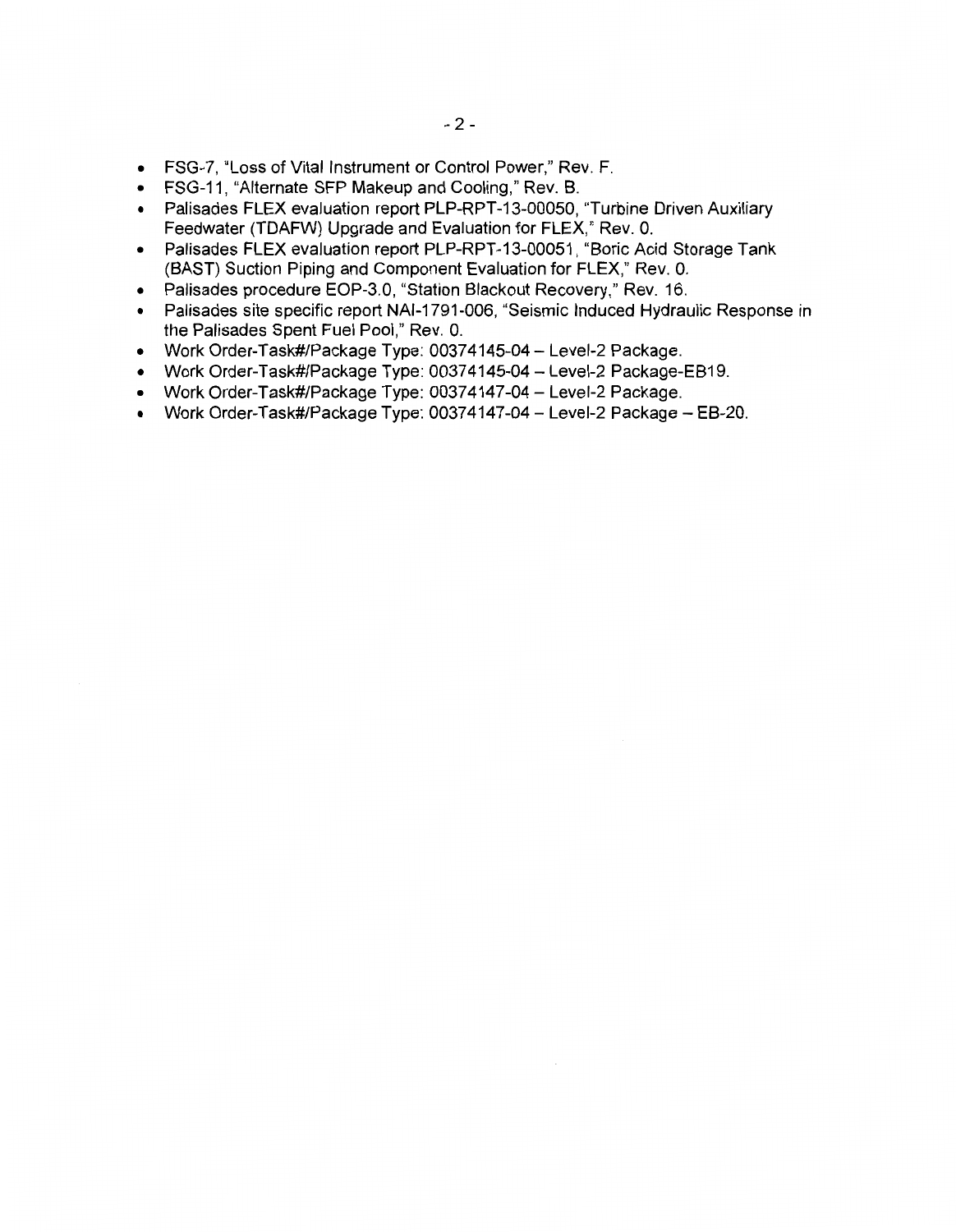- FSG-7, "Loss of Vital Instrument or Control Power," Rev. F.
- FSG-11, "Alternate SFP Makeup and Cooling," Rev. B.
- Palisades FLEX evaluation report PLP-RPT-13-00050, "Turbine Driven Auxiliary Feedwater (TDAFW) Upgrade and Evaluation for FLEX," Rev. 0.
- Palisades FLEX evaluation report PLP-RPT-13-00051, "Boric Acid Storage Tank (BAST) Suction Piping and Component Evaluation for FLEX," Rev. 0.
- Palisades procedure EOP-3.0, "Station Blackout Recovery," Rev. 16.
- Palisades site specific report NAI-1791-006, "Seismic Induced Hydraulic Response in the Palisades Spent Fuel Pool," Rev. 0.
- Work Order-Task#/Package Type: 00374145-04 – Level-2 Package.
- Work Order-Task#/Package Type: 00374145-04 – Level-2 Package-EB19.
- Work Order-Task#/Package Type: 00374147-04 – Level-2 Package.
- Work Order-Task#/Package Type: 00374147-04 – Level-2 Package – EB-20.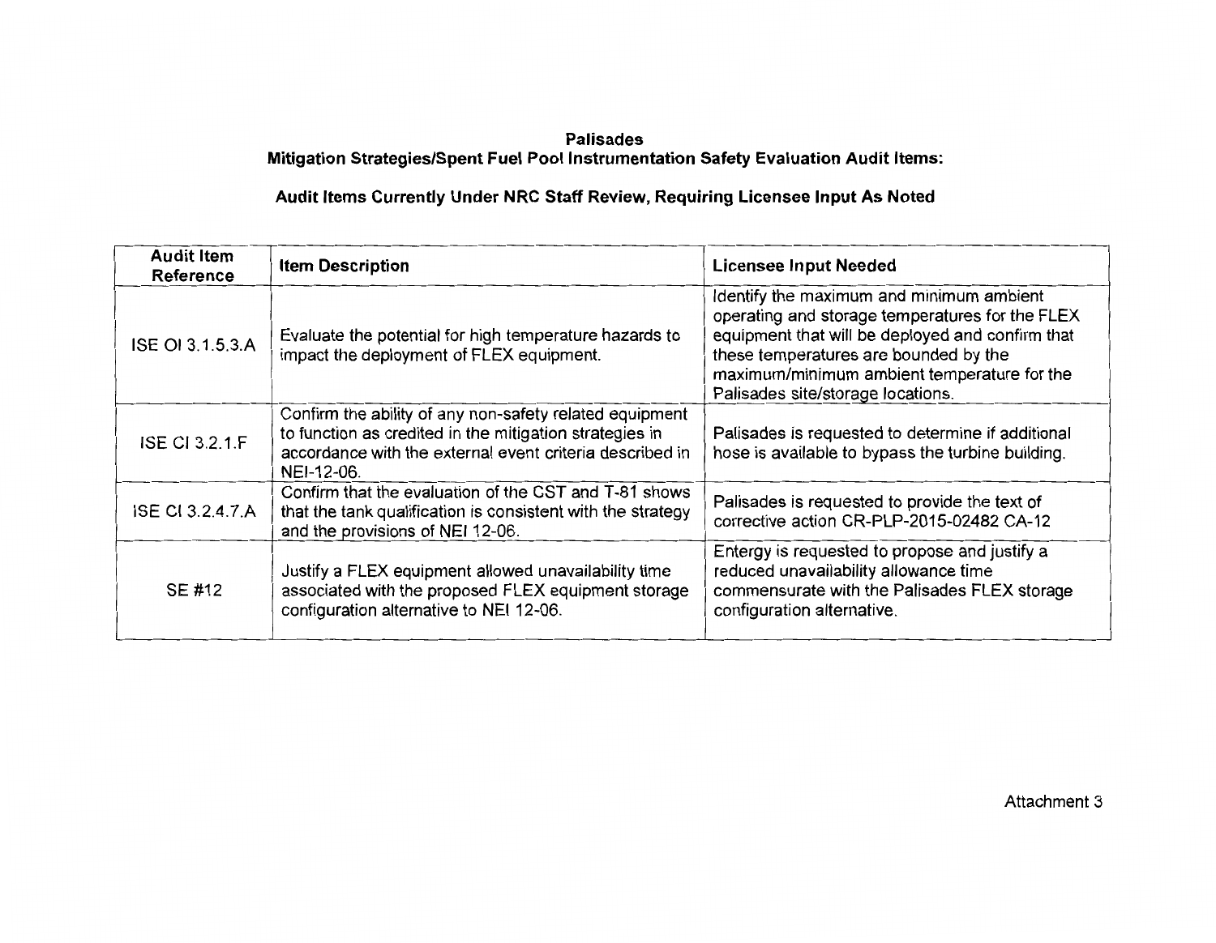**Palisades**
**Mitigation Strategies/Spent Fuel Pool Instrumentation Safety Evaluation Audit Items:**

**Audit Items Currently Under NRC Staff Review, Requiring Licensee Input As Noted**

| Audit Item Reference | Item Description | Licensee Input Needed |
|---|---|---|
| ISE OI 3.1.5.3.A | Evaluate the potential for high temperature hazards to impact the deployment of FLEX equipment. | Identify the maximum and minimum ambient operating and storage temperatures for the FLEX equipment that will be deployed and confirm that these temperatures are bounded by the maximum/minimum ambient temperature for the Palisades site/storage locations. |
| ISE CI 3.2.1.F | Confirm the ability of any non-safety related equipment to function as credited in the mitigation strategies in accordance with the external event criteria described in NEI-12-06. | Palisades is requested to determine if additional hose is available to bypass the turbine building. |
| ISE CI 3.2.4.7.A | Confirm that the evaluation of the CST and T-81 shows that the tank qualification is consistent with the strategy and the provisions of NEI 12-06. | Palisades is requested to provide the text of corrective action CR-PLP-2015-02482 CA-12 |
| SE #12 | Justify a FLEX equipment allowed unavailability time associated with the proposed FLEX equipment storage configuration alternative to NEI 12-06. | Entergy is requested to propose and justify a reduced unavailability allowance time commensurate with the Palisades FLEX storage configuration alternative. |

Attachment 3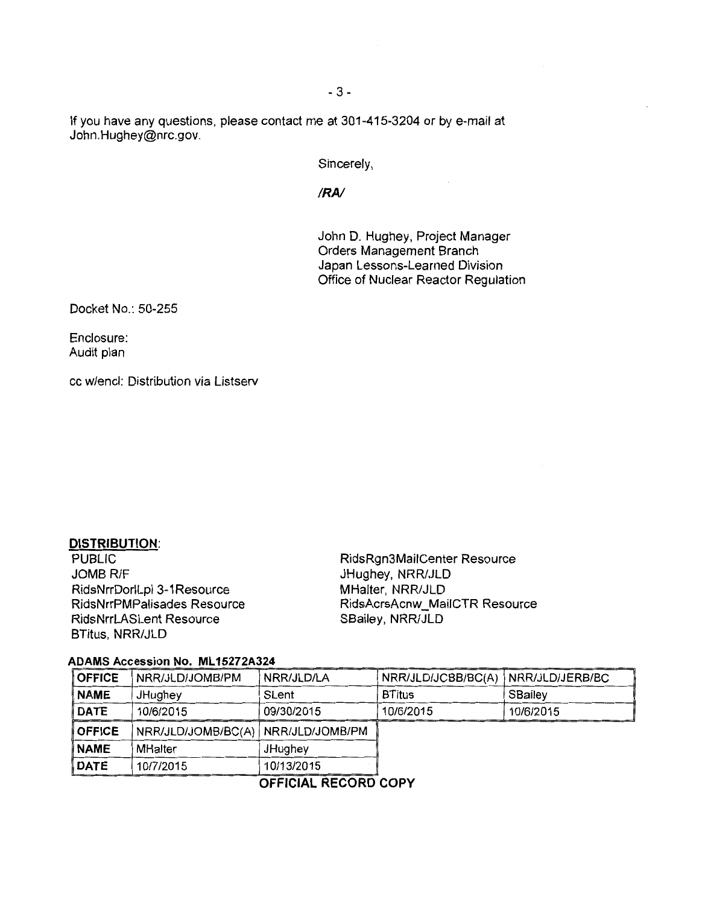If you have any questions, please contact me at 301-415-3204 or by e-mail at John.Hughey@nrc.gov.

Sincerely,

*/RA/*

John D. Hughey, Project Manager
Orders Management Branch
Japan Lessons-Learned Division
Office of Nuclear Reactor Regulation

Docket No.: 50-255

Enclosure:
Audit plan

cc w/encl: Distribution via Listserv

**DISTRIBUTION**:

PUBLIC
JOMB R/F
RidsNrrDorlLpl 3-1Resource
RidsNrrPMPalisades Resource
RidsNrrLASLent Resource
BTitus, NRR/JLD
RidsRgn3MailCenter Resource
JHughey, NRR/JLD
MHalter, NRR/JLD
RidsAcrsAcnw_MailCTR Resource
SBailey, NRR/JLD

**ADAMS Accession No. ML15272A324**

| OFFICE | NRR/JLD/JOMB/PM | NRR/JLD/LA | NRR/JLD/JCBB/BC(A) | NRR/JLD/JERB/BC |
|---|---|---|---|---|
| NAME | JHughey | SLent | BTitus | SBailey |
| DATE | 10/6/2015 | 09/30/2015 | 10/6/2015 | 10/6/2015 |
| OFFICE | NRR/JLD/JOMB/BC(A) | NRR/JLD/JOMB/PM | | |
| NAME | MHalter | JHughey | | |
| DATE | 10/7/2015 | 10/13/2015 | | |

**OFFICIAL RECORD COPY**